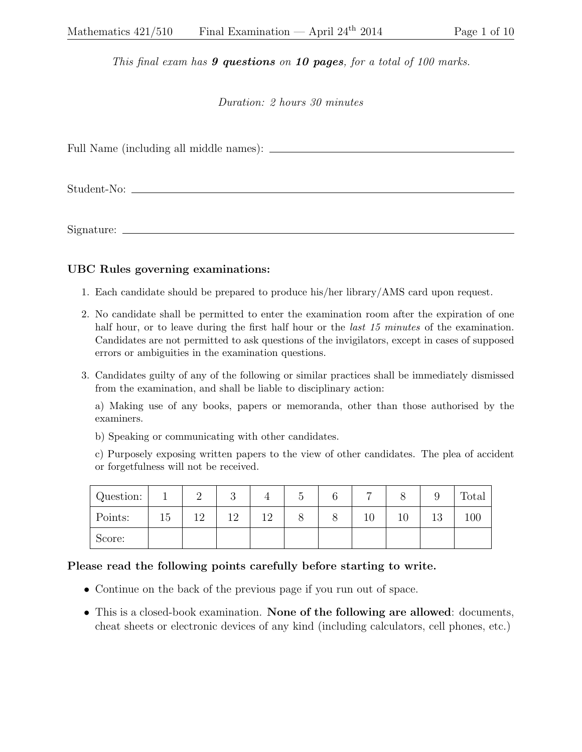*This final exam has **9 questions** on **10 pages**, for a total of 100 marks.*

*Duration: 2 hours 30 minutes*

Full Name (including all middle names): ____________________

Student-No: ____________________

Signature: ____________________

### UBC Rules governing examinations:

1. Each candidate should be prepared to produce his/her library/AMS card upon request.
2. No candidate shall be permitted to enter the examination room after the expiration of one half hour, or to leave during the first half hour or the *last 15 minutes* of the examination. Candidates are not permitted to ask questions of the invigilators, except in cases of supposed errors or ambiguities in the examination questions.
3. Candidates guilty of any of the following or similar practices shall be immediately dismissed from the examination, and shall be liable to disciplinary action:

   a) Making use of any books, papers or memoranda, other than those authorised by the examiners.

   b) Speaking or communicating with other candidates.

   c) Purposely exposing written papers to the view of other candidates. The plea of accident or forgetfulness will not be received.

| Question: | 1 | 2 | 3 | 4 | 5 | 6 | 7 | 8 | 9 | Total |
|---|---|---|---|---|---|---|---|---|---|---|
| Points: | 15 | 12 | 12 | 12 | 8 | 8 | 10 | 10 | 13 | 100 |
| Score: | | | | | | | | | | |

### Please read the following points carefully before starting to write.

- Continue on the back of the previous page if you run out of space.
- This is a closed-book examination. **None of the following are allowed**: documents, cheat sheets or electronic devices of any kind (including calculators, cell phones, etc.)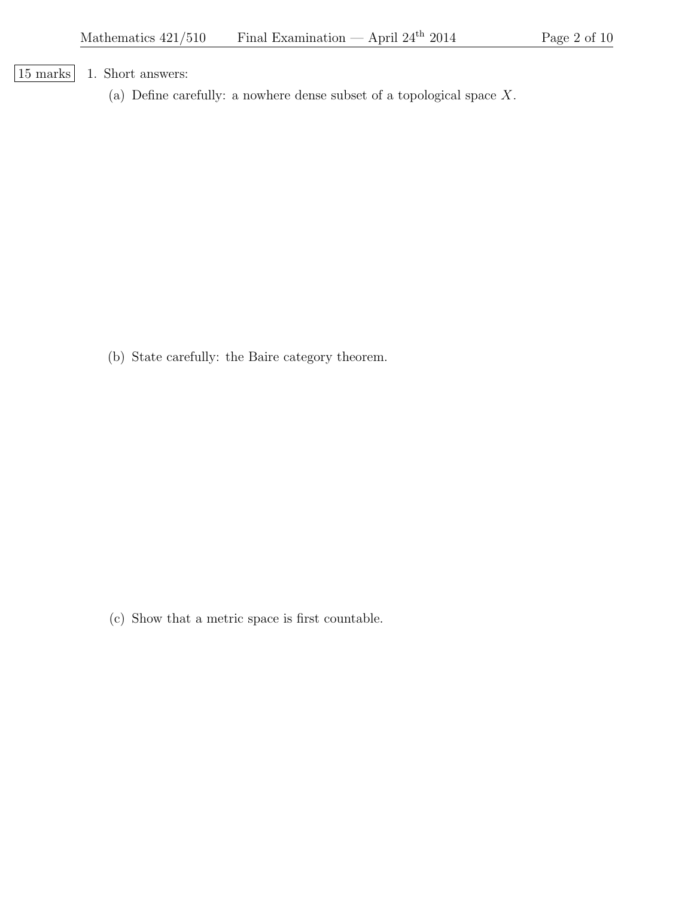15 marks

1. Short answers:

   (a) Define carefully: a nowhere dense subset of a topological space $X$.

   (b) State carefully: the Baire category theorem.

   (c) Show that a metric space is first countable.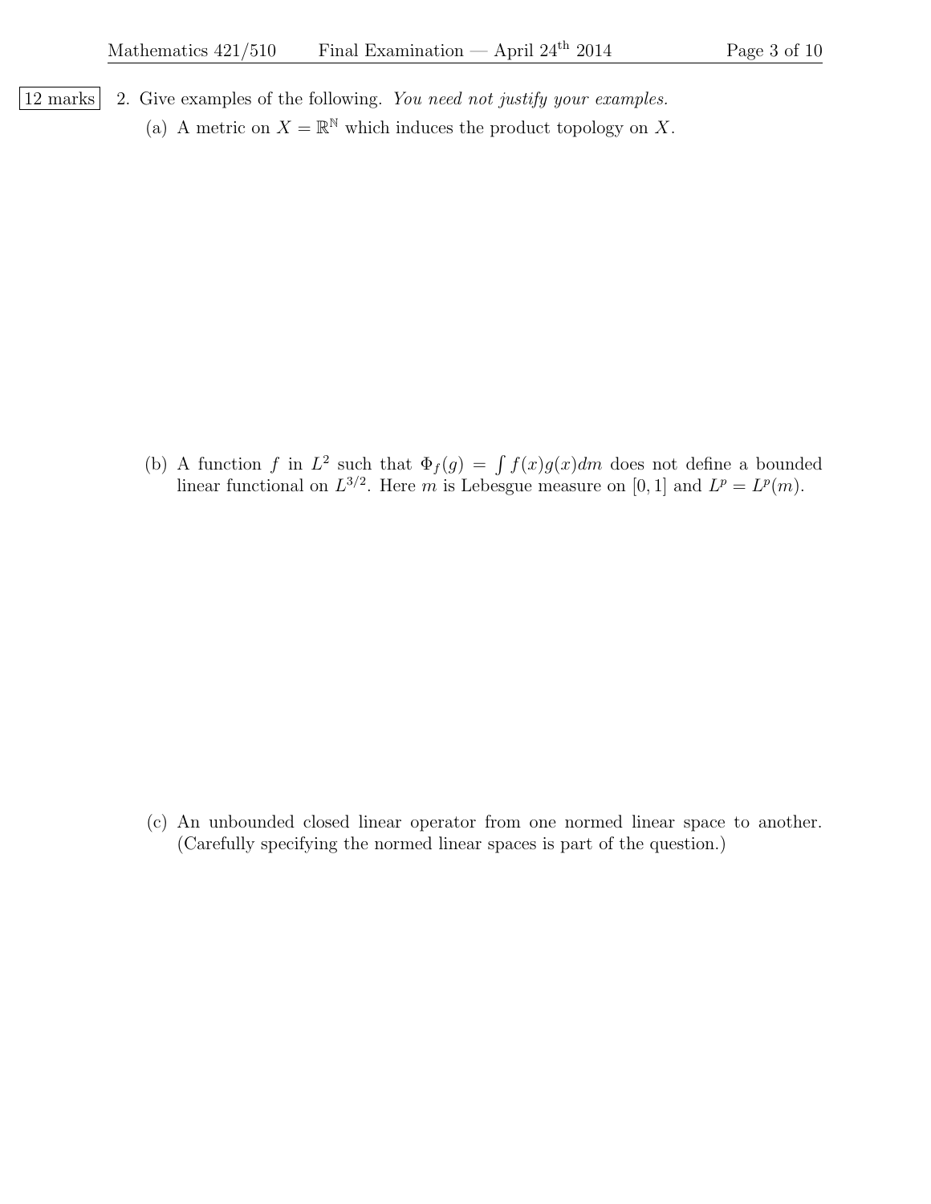12 marks

2. Give examples of the following. *You need not justify your examples.*

(a) A metric on $X = \mathbb{R}^{\mathbb{N}}$ which induces the product topology on $X$.

(b) A function $f$ in $L^2$ such that $\Phi_f(g) = \int f(x)g(x)dm$ does not define a bounded linear functional on $L^{3/2}$. Here $m$ is Lebesgue measure on $[0,1]$ and $L^p = L^p(m)$.

(c) An unbounded closed linear operator from one normed linear space to another. (Carefully specifying the normed linear spaces is part of the question.)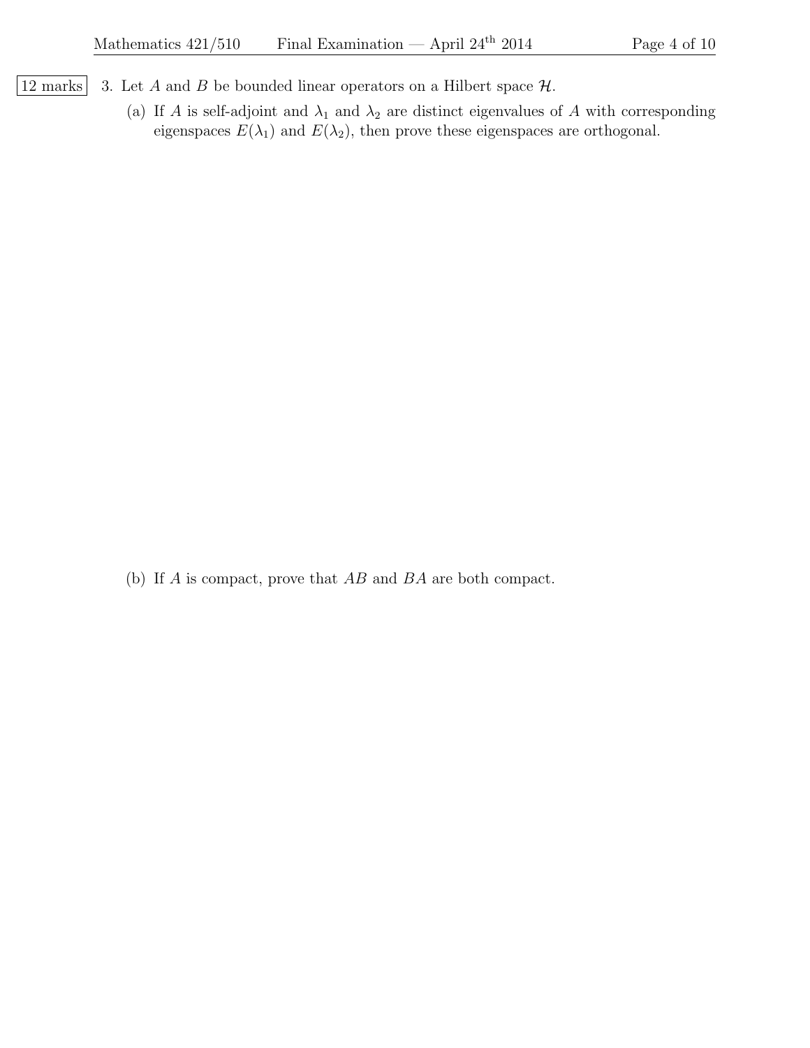12 marks 3. Let $A$ and $B$ be bounded linear operators on a Hilbert space $\mathcal{H}$.

(a) If $A$ is self-adjoint and $\lambda_1$ and $\lambda_2$ are distinct eigenvalues of $A$ with corresponding eigenspaces $E(\lambda_1)$ and $E(\lambda_2)$, then prove these eigenspaces are orthogonal.

(b) If $A$ is compact, prove that $AB$ and $BA$ are both compact.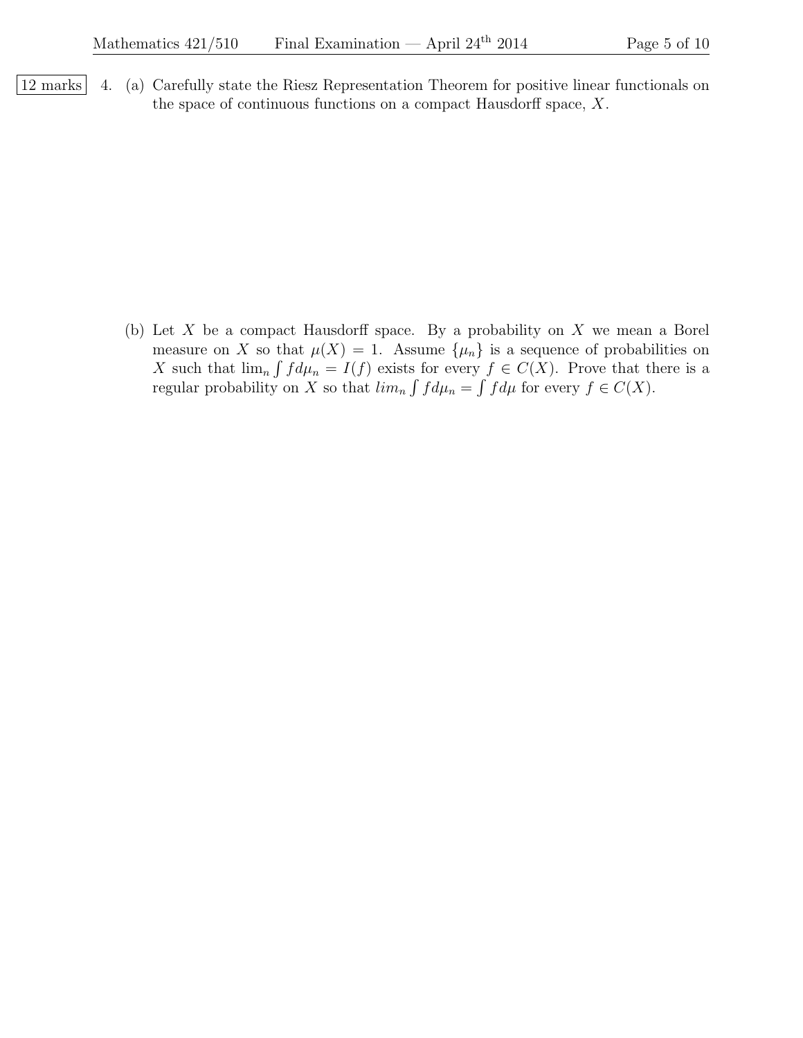12 marks

4. (a) Carefully state the Riesz Representation Theorem for positive linear functionals on the space of continuous functions on a compact Hausdorff space, $X$.

(b) Let $X$ be a compact Hausdorff space. By a probability on $X$ we mean a Borel measure on $X$ so that $\mu(X) = 1$. Assume $\{\mu_n\}$ is a sequence of probabilities on $X$ such that $\lim_n \int f d\mu_n = I(f)$ exists for every $f \in C(X)$. Prove that there is a regular probability on $X$ so that $lim_n \int f d\mu_n = \int f d\mu$ for every $f \in C(X)$.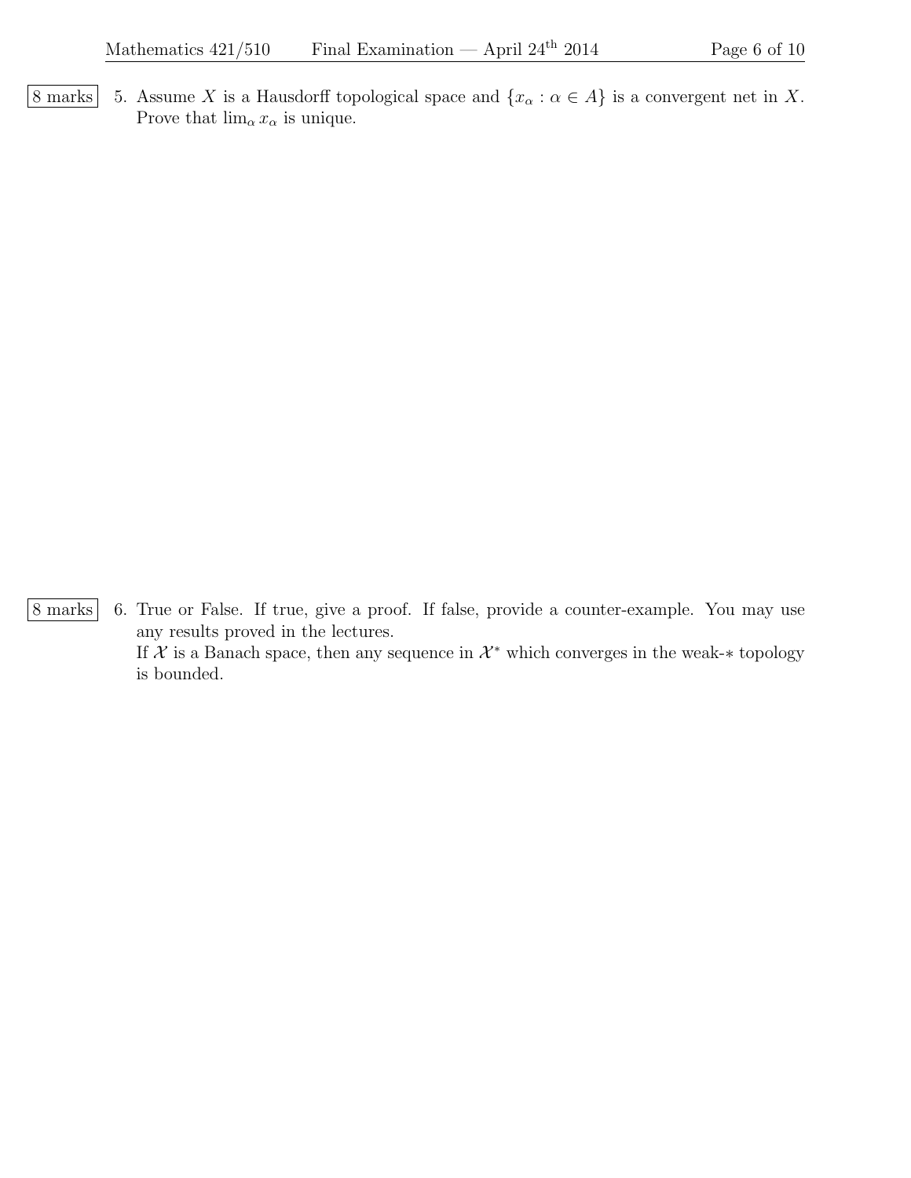8 marks

5. Assume $X$ is a Hausdorff topological space and $\{x_\alpha : \alpha \in A\}$ is a convergent net in $X$. Prove that $\lim_\alpha x_\alpha$ is unique.

8 marks

6. True or False. If true, give a proof. If false, provide a counter-example. You may use any results proved in the lectures.
If $\mathcal{X}$ is a Banach space, then any sequence in $\mathcal{X}^*$ which converges in the weak-$*$ topology is bounded.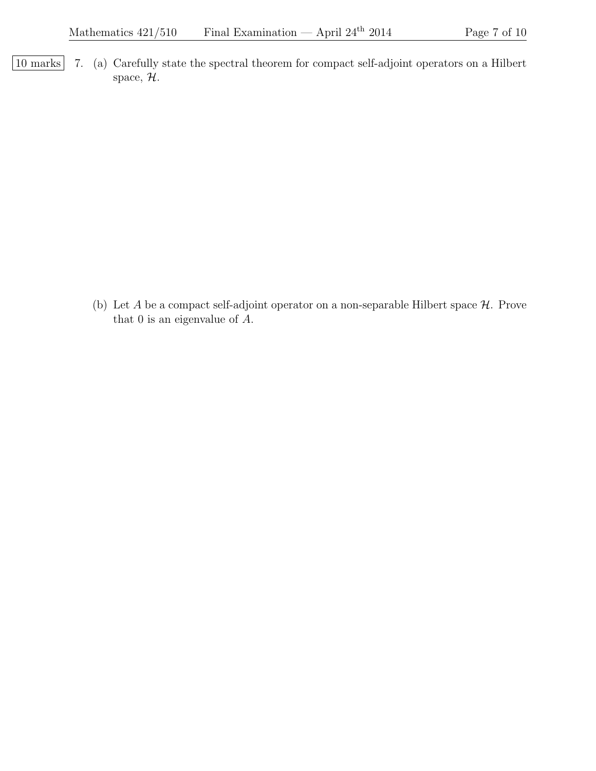10 marks

7. (a) Carefully state the spectral theorem for compact self-adjoint operators on a Hilbert space, $\mathcal{H}$.

(b) Let $A$ be a compact self-adjoint operator on a non-separable Hilbert space $\mathcal{H}$. Prove that 0 is an eigenvalue of $A$.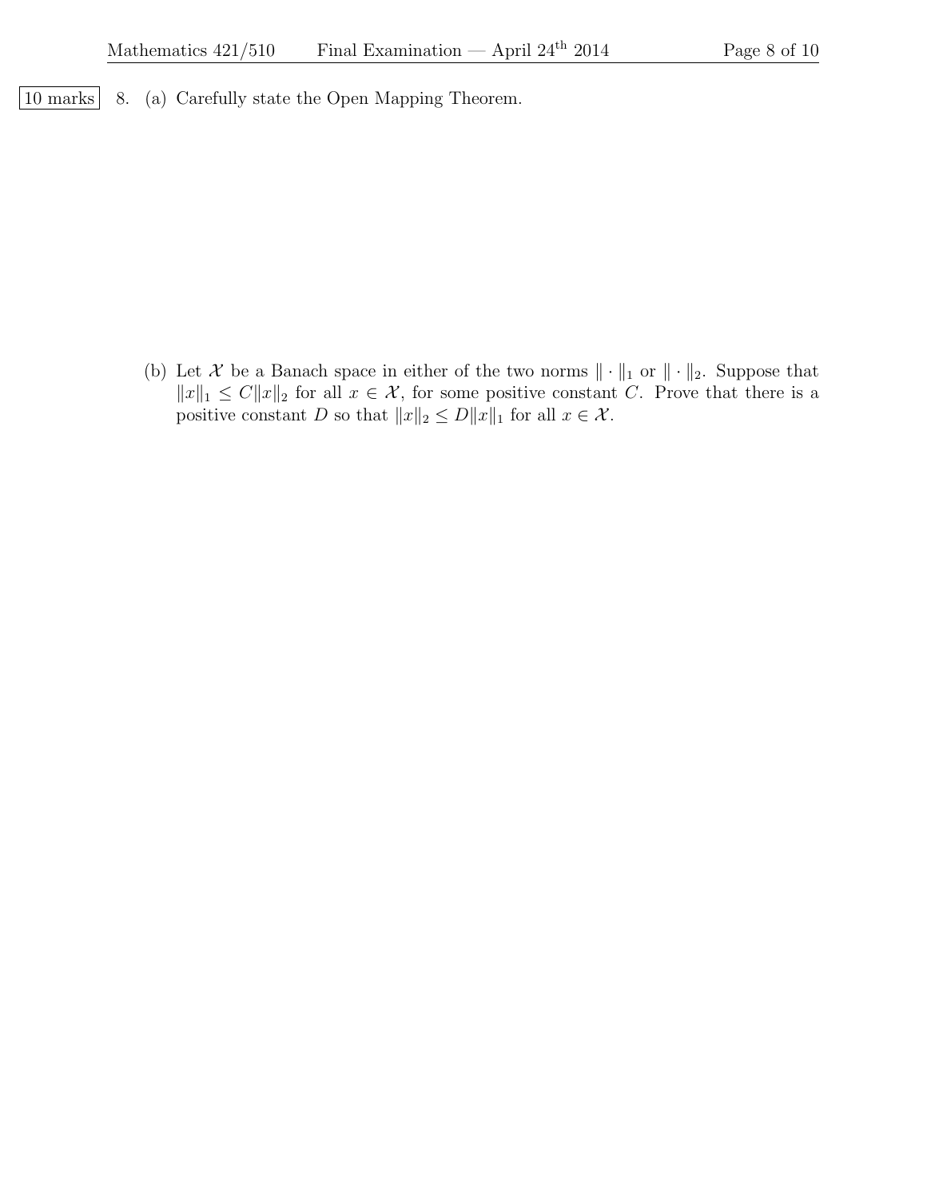10 marks 8. (a) Carefully state the Open Mapping Theorem.

(b) Let $\mathcal{X}$ be a Banach space in either of the two norms $\| \cdot \|_1$ or $\| \cdot \|_2$. Suppose that $\|x\|_1 \leq C\|x\|_2$ for all $x \in \mathcal{X}$, for some positive constant $C$. Prove that there is a positive constant $D$ so that $\|x\|_2 \leq D\|x\|_1$ for all $x \in \mathcal{X}$.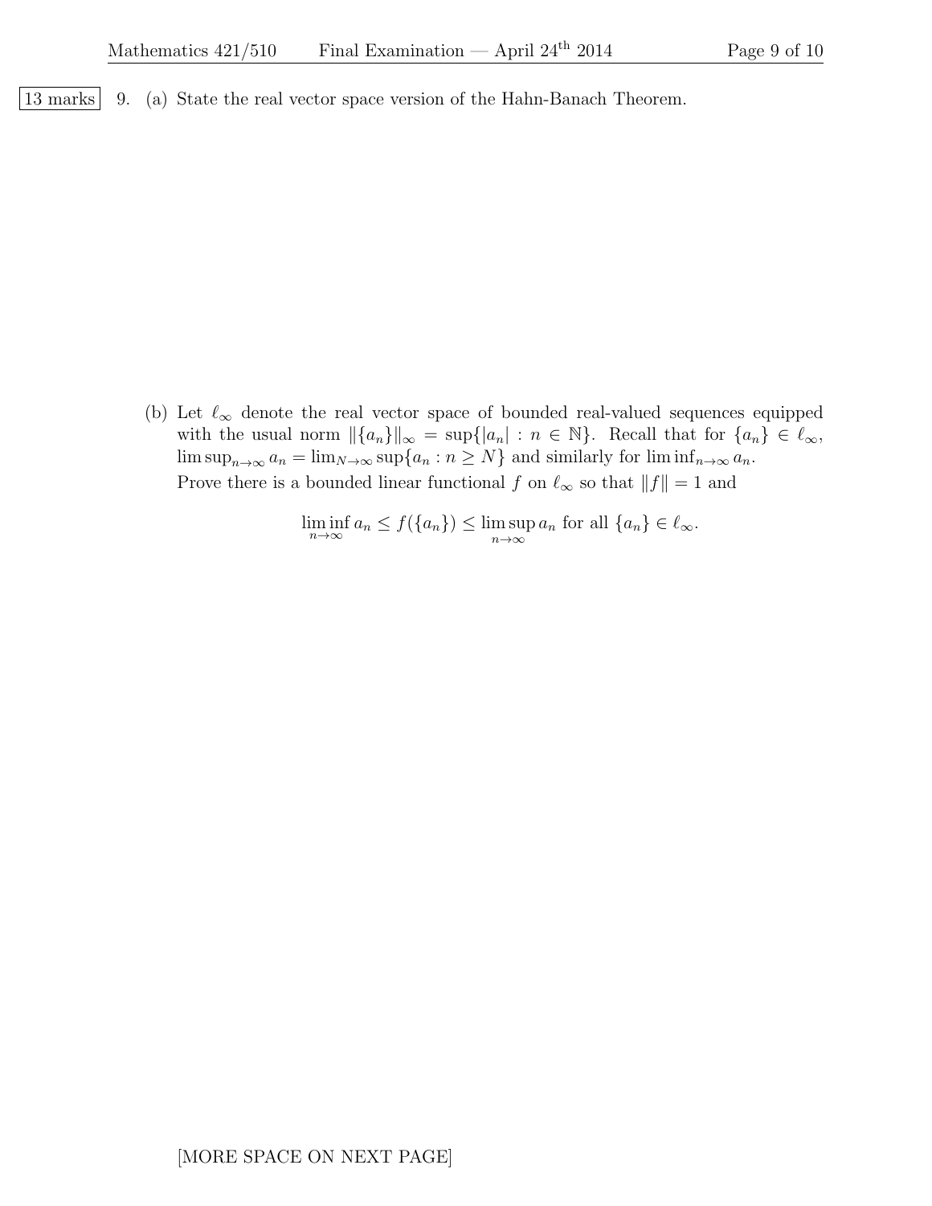13 marks 9. (a) State the real vector space version of the Hahn-Banach Theorem.

(b) Let $\ell_\infty$ denote the real vector space of bounded real-valued sequences equipped with the usual norm $\|\{a_n\}\|_\infty = \sup\{|a_n| : n \in \mathbb{N}\}$. Recall that for $\{a_n\} \in \ell_\infty$, $\limsup_{n\to\infty} a_n = \lim_{N\to\infty} \sup\{a_n : n \geq N\}$ and similarly for $\liminf_{n\to\infty} a_n$.

Prove there is a bounded linear functional $f$ on $\ell_\infty$ so that $\|f\| = 1$ and

$$\liminf_{n\to\infty} a_n \leq f(\{a_n\}) \leq \limsup_{n\to\infty} a_n \text{ for all } \{a_n\} \in \ell_\infty.$$

[MORE SPACE ON NEXT PAGE]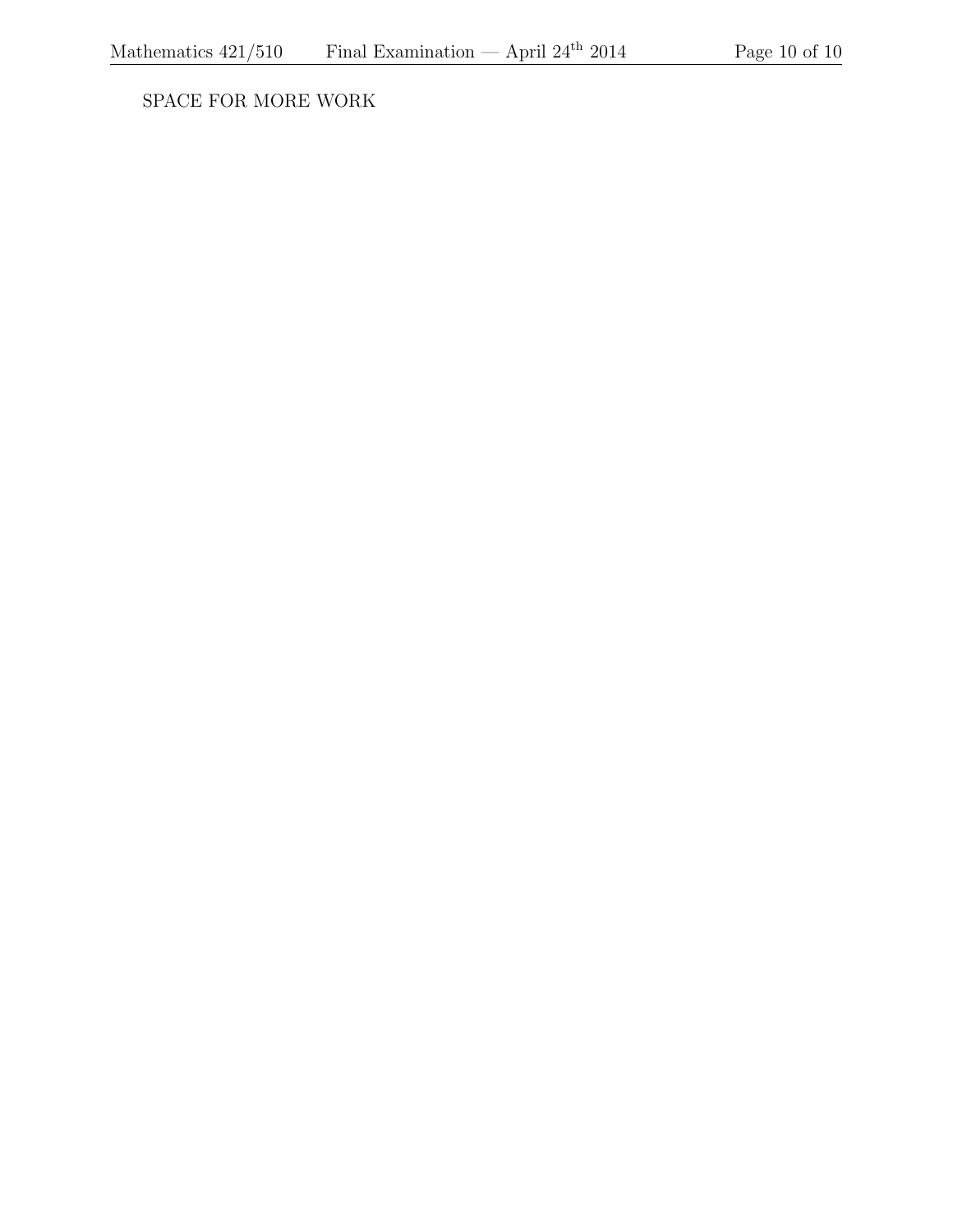SPACE FOR MORE WORK